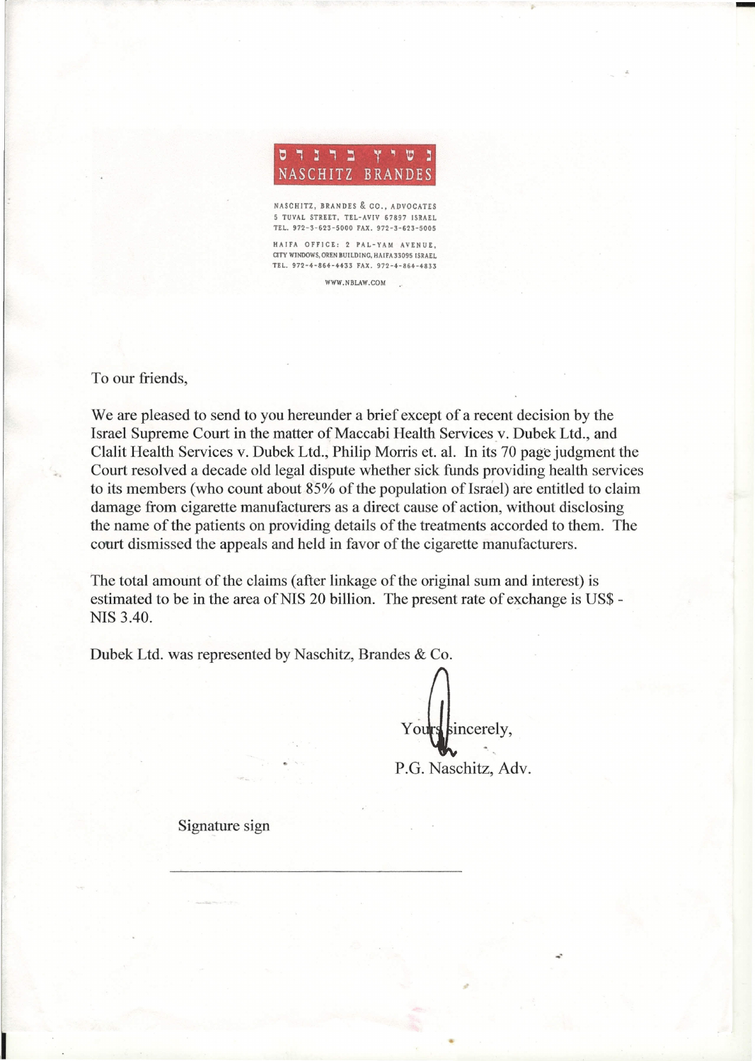נשיץ ברנדס

NASCHITZ BRANDES

NASCHITZ, BRANDES & CO., ADVOCATES
5 TUVAL STREET, TEL-AVIV 67897 ISRAEL
TEL. 972-3-623-5000 FAX. 972-3-623-5005

HAIFA OFFICE: 2 PAL-YAM AVENUE,
CITY WINDOWS, OREN BUILDING, HAIFA 33095 ISRAEL
TEL. 972-4-864-4433 FAX. 972-4-864-4833

WWW.NBLAW.COM

To our friends,

We are pleased to send to you hereunder a brief except of a recent decision by the Israel Supreme Court in the matter of Maccabi Health Services v. Dubek Ltd., and Clalit Health Services v. Dubek Ltd., Philip Morris et. al. In its 70 page judgment the Court resolved a decade old legal dispute whether sick funds providing health services to its members (who count about 85% of the population of Israel) are entitled to claim damage from cigarette manufacturers as a direct cause of action, without disclosing the name of the patients on providing details of the treatments accorded to them. The court dismissed the appeals and held in favor of the cigarette manufacturers.

The total amount of the claims (after linkage of the original sum and interest) is estimated to be in the area of NIS 20 billion. The present rate of exchange is US$ - NIS 3.40.

Dubek Ltd. was represented by Naschitz, Brandes & Co.

Yours sincerely,

P.G. Naschitz, Adv.

Signature sign

\_\_\_\_\_\_\_\_\_\_\_\_\_\_\_\_\_\_\_\_\_\_\_\_\_\_\_\_\_\_\_\_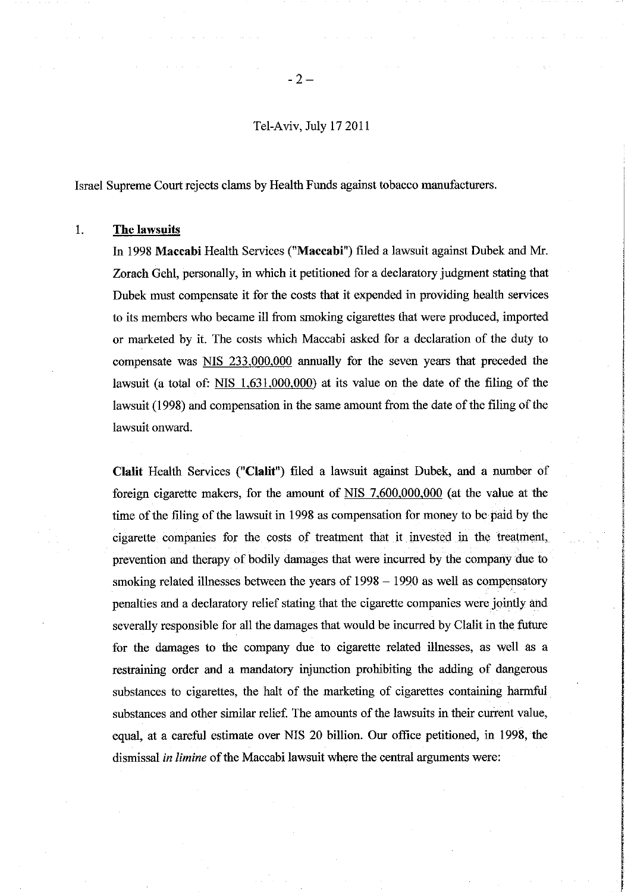Tel-Aviv, July 17 2011

Israel Supreme Court rejects clams by Health Funds against tobacco manufacturers.

1. **The lawsuits**

In 1998 **Maccabi** Health Services ("**Maccabi**") filed a lawsuit against Dubek and Mr. Zorach Gehl, personally, in which it petitioned for a declaratory judgment stating that Dubek must compensate it for the costs that it expended in providing health services to its members who became ill from smoking cigarettes that were produced, imported or marketed by it. The costs which Maccabi asked for a declaration of the duty to compensate was NIS 233,000,000 annually for the seven years that preceded the lawsuit (a total of: NIS 1,631,000,000) at its value on the date of the filing of the lawsuit (1998) and compensation in the same amount from the date of the filing of the lawsuit onward.

**Clalit** Health Services ("**Clalit**") filed a lawsuit against Dubek, and a number of foreign cigarette makers, for the amount of NIS 7,600,000,000 (at the value at the time of the filing of the lawsuit in 1998 as compensation for money to be paid by the cigarette companies for the costs of treatment that it invested in the treatment, prevention and therapy of bodily damages that were incurred by the company due to smoking related illnesses between the years of 1998 – 1990 as well as compensatory penalties and a declaratory relief stating that the cigarette companies were jointly and severally responsible for all the damages that would be incurred by Clalit in the future for the damages to the company due to cigarette related illnesses, as well as a restraining order and a mandatory injunction prohibiting the adding of dangerous substances to cigarettes, the halt of the marketing of cigarettes containing harmful substances and other similar relief. The amounts of the lawsuits in their current value, equal, at a careful estimate over NIS 20 billion. Our office petitioned, in 1998, the dismissal *in limine* of the Maccabi lawsuit where the central arguments were: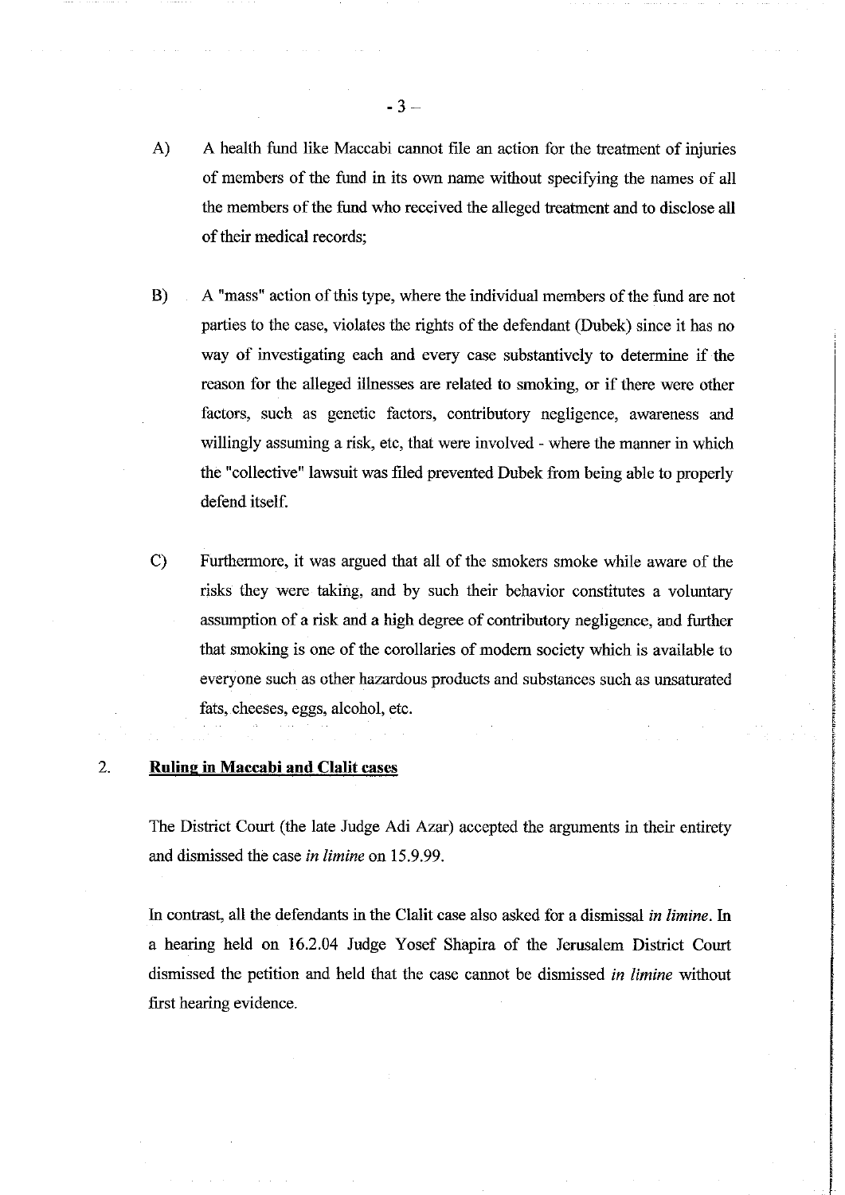A) A health fund like Maccabi cannot file an action for the treatment of injuries of members of the fund in its own name without specifying the names of all the members of the fund who received the alleged treatment and to disclose all of their medical records;

B) A "mass" action of this type, where the individual members of the fund are not parties to the case, violates the rights of the defendant (Dubek) since it has no way of investigating each and every case substantively to determine if the reason for the alleged illnesses are related to smoking, or if there were other factors, such as genetic factors, contributory negligence, awareness and willingly assuming a risk, etc, that were involved - where the manner in which the "collective" lawsuit was filed prevented Dubek from being able to properly defend itself.

C) Furthermore, it was argued that all of the smokers smoke while aware of the risks they were taking, and by such their behavior constitutes a voluntary assumption of a risk and a high degree of contributory negligence, and further that smoking is one of the corollaries of modern society which is available to everyone such as other hazardous products and substances such as unsaturated fats, cheeses, eggs, alcohol, etc.

2. **Ruling in Maccabi and Clalit cases**

The District Court (the late Judge Adi Azar) accepted the arguments in their entirety and dismissed the case *in limine* on 15.9.99.

In contrast, all the defendants in the Clalit case also asked for a dismissal *in limine*. In a hearing held on 16.2.04 Judge Yosef Shapira of the Jerusalem District Court dismissed the petition and held that the case cannot be dismissed *in limine* without first hearing evidence.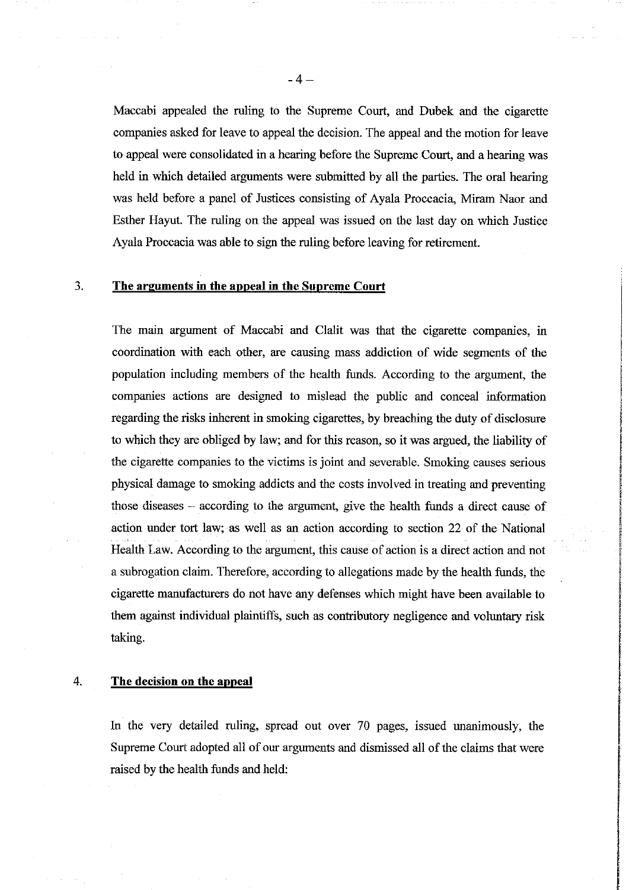Maccabi appealed the ruling to the Supreme Court, and Dubek and the cigarette companies asked for leave to appeal the decision. The appeal and the motion for leave to appeal were consolidated in a hearing before the Supreme Court, and a hearing was held in which detailed arguments were submitted by all the parties. The oral hearing was held before a panel of Justices consisting of Ayala Proccacia, Miram Naor and Esther Hayut. The ruling on the appeal was issued on the last day on which Justice Ayala Proccacia was able to sign the ruling before leaving for retirement.

## 3. The arguments in the appeal in the Supreme Court

The main argument of Maccabi and Clalit was that the cigarette companies, in coordination with each other, are causing mass addiction of wide segments of the population including members of the health funds. According to the argument, the companies actions are designed to mislead the public and conceal information regarding the risks inherent in smoking cigarettes, by breaching the duty of disclosure to which they are obliged by law; and for this reason, so it was argued, the liability of the cigarette companies to the victims is joint and severable. Smoking causes serious physical damage to smoking addicts and the costs involved in treating and preventing those diseases – according to the argument, give the health funds a direct cause of action under tort law; as well as an action according to section 22 of the National Health Law. According to the argument, this cause of action is a direct action and not a subrogation claim. Therefore, according to allegations made by the health funds, the cigarette manufacturers do not have any defenses which might have been available to them against individual plaintiffs, such as contributory negligence and voluntary risk taking.

## 4. The decision on the appeal

In the very detailed ruling, spread out over 70 pages, issued unanimously, the Supreme Court adopted all of our arguments and dismissed all of the claims that were raised by the health funds and held: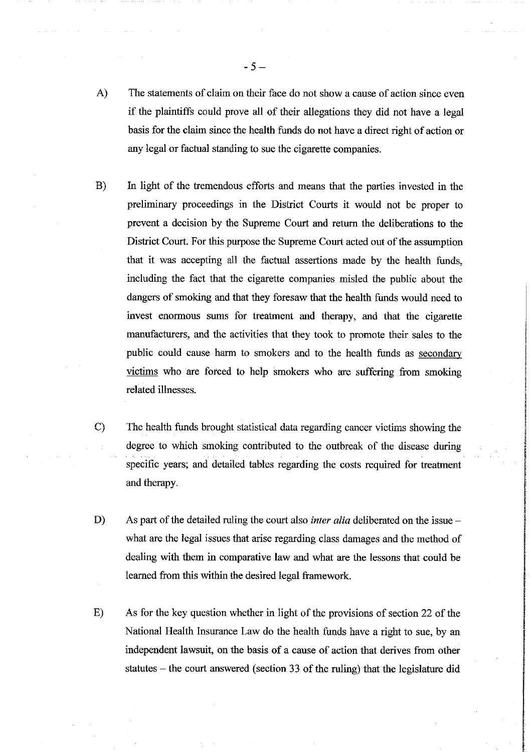A) The statements of claim on their face do not show a cause of action since even if the plaintiffs could prove all of their allegations they did not have a legal basis for the claim since the health funds do not have a direct right of action or any legal or factual standing to sue the cigarette companies.

B) In light of the tremendous efforts and means that the parties invested in the preliminary proceedings in the District Courts it would not be proper to prevent a decision by the Supreme Court and return the deliberations to the District Court. For this purpose the Supreme Court acted out of the assumption that it was accepting all the factual assertions made by the health funds, including the fact that the cigarette companies misled the public about the dangers of smoking and that they foresaw that the health funds would need to invest enormous sums for treatment and therapy, and that the cigarette manufacturers, and the activities that they took to promote their sales to the public could cause harm to smokers and to the health funds as <u>secondary victims</u> who are forced to help smokers who are suffering from smoking related illnesses.

C) The health funds brought statistical data regarding cancer victims showing the degree to which smoking contributed to the outbreak of the disease during specific years; and detailed tables regarding the costs required for treatment and therapy.

D) As part of the detailed ruling the court also *inter alia* deliberated on the issue – what are the legal issues that arise regarding class damages and the method of dealing with them in comparative law and what are the lessons that could be learned from this within the desired legal framework.

E) As for the key question whether in light of the provisions of section 22 of the National Health Insurance Law do the health funds have a right to sue, by an independent lawsuit, on the basis of a cause of action that derives from other statutes – the court answered (section 33 of the ruling) that the legislature did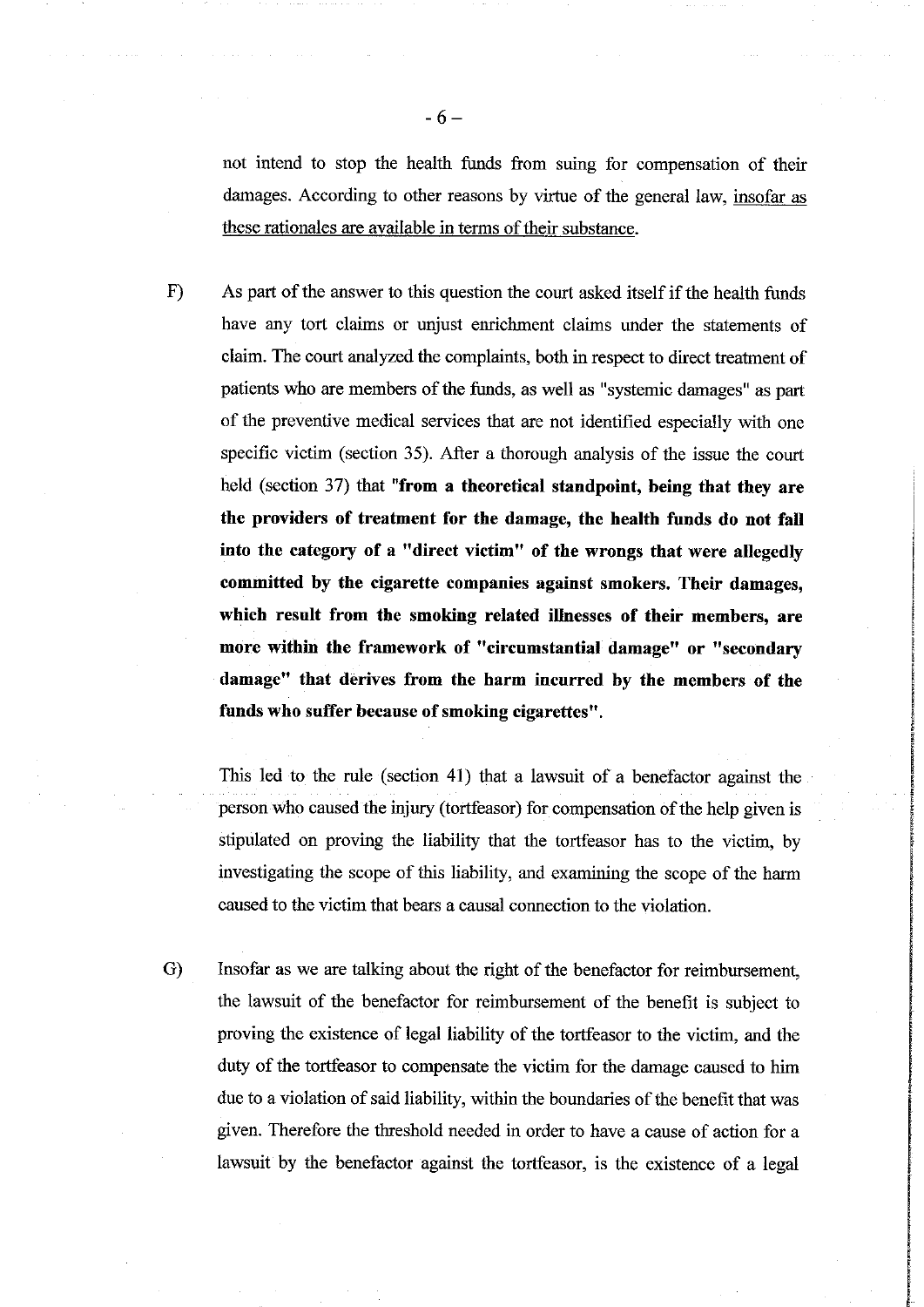not intend to stop the health funds from suing for compensation of their damages. According to other reasons by virtue of the general law, <u>insofar as these rationales are available in terms of their substance</u>.

F) As part of the answer to this question the court asked itself if the health funds have any tort claims or unjust enrichment claims under the statements of claim. The court analyzed the complaints, both in respect to direct treatment of patients who are members of the funds, as well as "systemic damages" as part of the preventive medical services that are not identified especially with one specific victim (section 35). After a thorough analysis of the issue the court held (section 37) that **"from a theoretical standpoint, being that they are the providers of treatment for the damage, the health funds do not fall into the category of a "direct victim" of the wrongs that were allegedly committed by the cigarette companies against smokers. Their damages, which result from the smoking related illnesses of their members, are more within the framework of "circumstantial damage" or "secondary damage" that derives from the harm incurred by the members of the funds who suffer because of smoking cigarettes".**

This led to the rule (section 41) that a lawsuit of a benefactor against the person who caused the injury (tortfeasor) for compensation of the help given is stipulated on proving the liability that the tortfeasor has to the victim, by investigating the scope of this liability, and examining the scope of the harm caused to the victim that bears a causal connection to the violation.

G) Insofar as we are talking about the right of the benefactor for reimbursement, the lawsuit of the benefactor for reimbursement of the benefit is subject to proving the existence of legal liability of the tortfeasor to the victim, and the duty of the tortfeasor to compensate the victim for the damage caused to him due to a violation of said liability, within the boundaries of the benefit that was given. Therefore the threshold needed in order to have a cause of action for a lawsuit by the benefactor against the tortfeasor, is the existence of a legal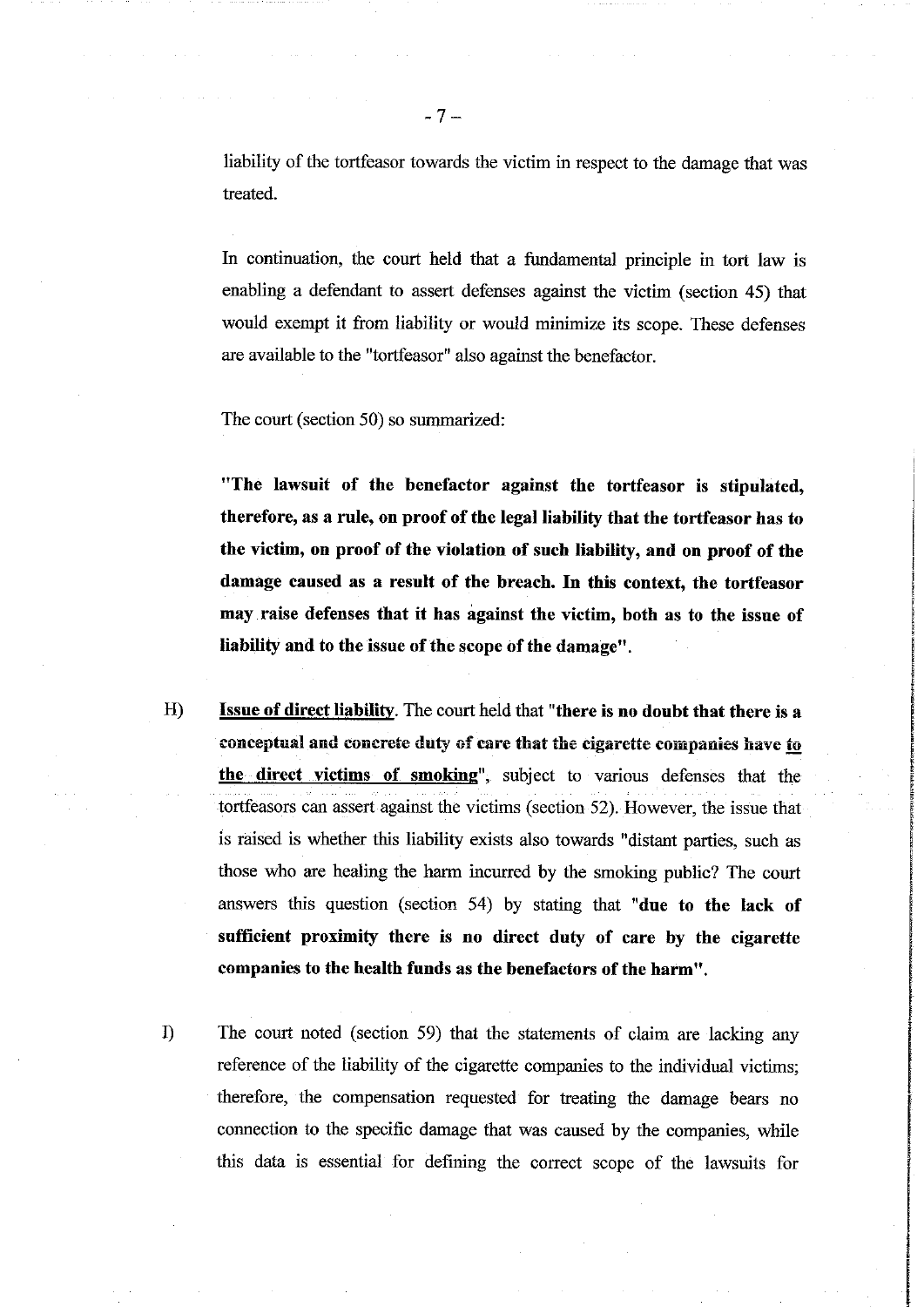liability of the tortfeasor towards the victim in respect to the damage that was treated.

In continuation, the court held that a fundamental principle in tort law is enabling a defendant to assert defenses against the victim (section 45) that would exempt it from liability or would minimize its scope. These defenses are available to the "tortfeasor" also against the benefactor.

The court (section 50) so summarized:

**"The lawsuit of the benefactor against the tortfeasor is stipulated, therefore, as a rule, on proof of the legal liability that the tortfeasor has to the victim, on proof of the violation of such liability, and on proof of the damage caused as a result of the breach. In this context, the tortfeasor may raise defenses that it has against the victim, both as to the issue of liability and to the issue of the scope of the damage".**

H) **Issue of direct liability**. The court held that "**there is no doubt that there is a conceptual and concrete duty of care that the cigarette companies have to the direct victims of smoking**", subject to various defenses that the tortfeasors can assert against the victims (section 52). However, the issue that is raised is whether this liability exists also towards "distant parties, such as those who are healing the harm incurred by the smoking public? The court answers this question (section 54) by stating that "**due to the lack of sufficient proximity there is no direct duty of care by the cigarette companies to the health funds as the benefactors of the harm**".

I) The court noted (section 59) that the statements of claim are lacking any reference of the liability of the cigarette companies to the individual victims; therefore, the compensation requested for treating the damage bears no connection to the specific damage that was caused by the companies, while this data is essential for defining the correct scope of the lawsuits for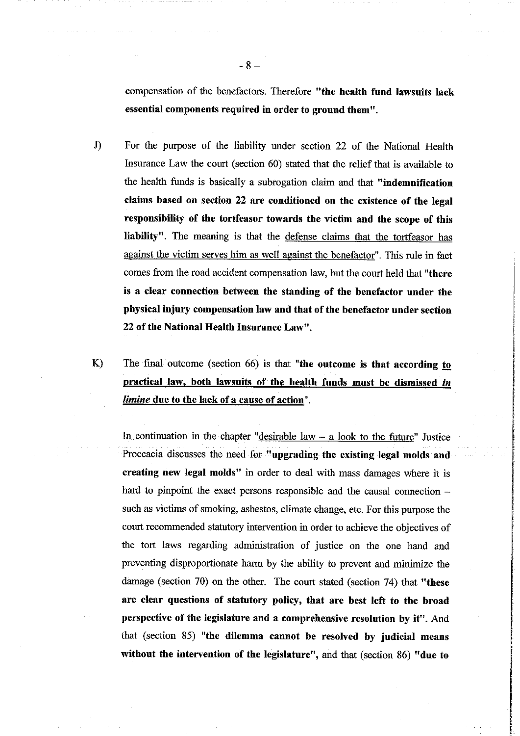compensation of the benefactors. Therefore **"the health fund lawsuits lack essential components required in order to ground them"**.

J) For the purpose of the liability under section 22 of the National Health Insurance Law the court (section 60) stated that the relief that is available to the health funds is basically a subrogation claim and that **"indemnification claims based on section 22 are conditioned on the existence of the legal responsibility of the tortfeasor towards the victim and the scope of this liability"**. The meaning is that the <u>defense claims that the tortfeasor has against the victim serves him as well against the benefactor</u>". This rule in fact comes from the road accident compensation law, but the court held that **"there is a clear connection between the standing of the benefactor under the physical injury compensation law and that of the benefactor under section 22 of the National Health Insurance Law"**.

K) The final outcome (section 66) is that **"the outcome is that according <u>to practical law, both lawsuits of the health funds must be dismissed *in limine* due to the lack of a cause of action</u>"**.

In continuation in the chapter "<u>desirable law – a look to the future</u>" Justice Proccacia discusses the need for **"upgrading the existing legal molds and creating new legal molds"** in order to deal with mass damages where it is hard to pinpoint the exact persons responsible and the causal connection – such as victims of smoking, asbestos, climate change, etc. For this purpose the court recommended statutory intervention in order to achieve the objectives of the tort laws regarding administration of justice on the one hand and preventing disproportionate harm by the ability to prevent and minimize the damage (section 70) on the other. The court stated (section 74) that **"these are clear questions of statutory policy, that are best left to the broad perspective of the legislature and a comprehensive resolution by it"**. And that (section 85) **"the dilemma cannot be resolved by judicial means without the intervention of the legislature"**, and that (section 86) **"due to**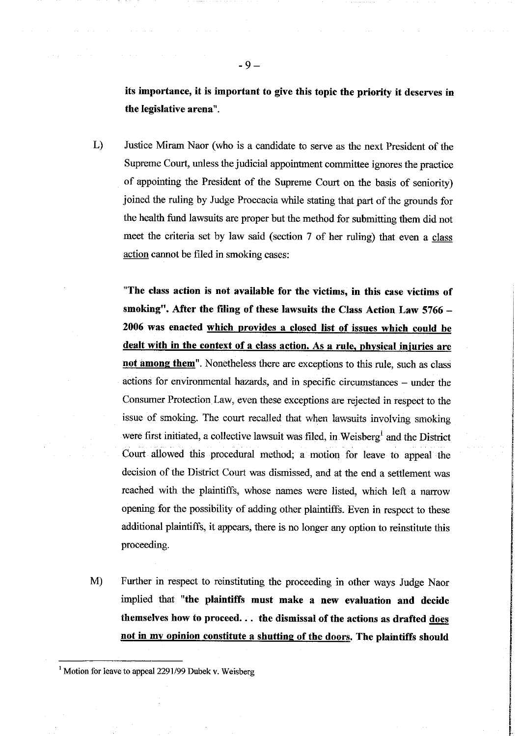**its importance, it is important to give this topic the priority it deserves in the legislative arena".**

L) Justice Miram Naor (who is a candidate to serve as the next President of the Supreme Court, unless the judicial appointment committee ignores the practice of appointing the President of the Supreme Court on the basis of seniority) joined the ruling by Judge Proccacia while stating that part of the grounds for the health fund lawsuits are proper but the method for submitting them did not meet the criteria set by law said (section 7 of her ruling) that even a <u>class action</u> cannot be filed in smoking cases:

**"The class action is not available for the victims, in this case victims of smoking". After the filing of these lawsuits the Class Action Law 5766 – 2006 was enacted <u>which provides a closed list of issues which could be dealt with in the context of a class action. As a rule, physical injuries are not among them</u>".** Nonetheless there are exceptions to this rule, such as class actions for environmental hazards, and in specific circumstances – under the Consumer Protection Law, even these exceptions are rejected in respect to the issue of smoking. The court recalled that when lawsuits involving smoking were first initiated, a collective lawsuit was filed, in Weisberg[1] and the District Court allowed this procedural method; a motion for leave to appeal the decision of the District Court was dismissed, and at the end a settlement was reached with the plaintiffs, whose names were listed, which left a narrow opening for the possibility of adding other plaintiffs. Even in respect to these additional plaintiffs, it appears, there is no longer any option to reinstitute this proceeding.

M) Further in respect to reinstituting the proceeding in other ways Judge Naor implied that **"the plaintiffs must make a new evaluation and decide themselves how to proceed... the dismissal of the actions as drafted <u>does not in my opinion constitute a shutting of the doors</u>. The plaintiffs should**

---

[1] Motion for leave to appeal 2291/99 Dubek v. Weisberg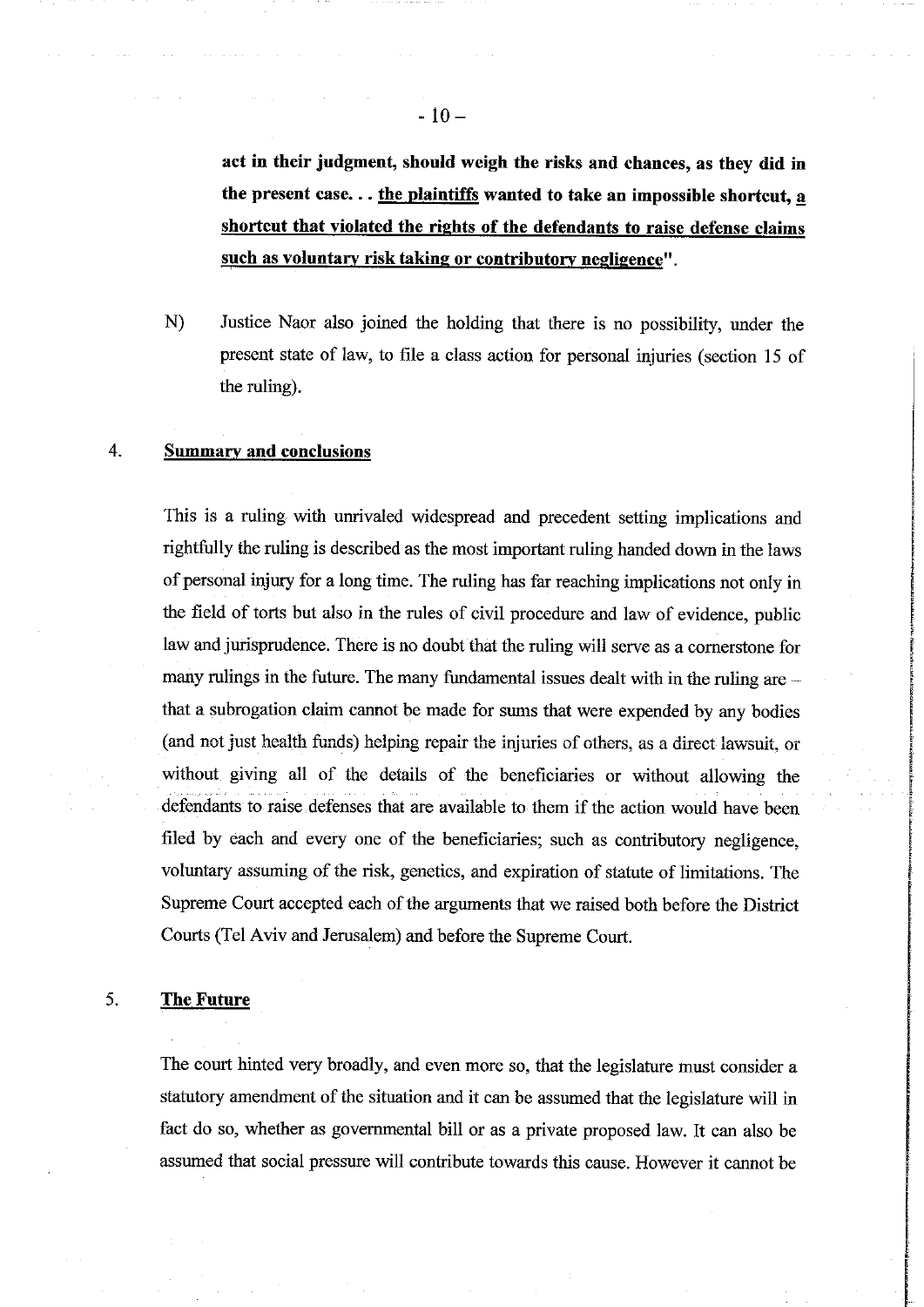**act in their judgment, should weigh the risks and chances, as they did in the present case. . . <u>the plaintiffs</u> wanted to take an impossible shortcut, <u>a shortcut that violated the rights of the defendants to raise defense claims such as voluntary risk taking or contributory negligence</u>".**

N) Justice Naor also joined the holding that there is no possibility, under the present state of law, to file a class action for personal injuries (section 15 of the ruling).

4. **<u>Summary and conclusions</u>**

This is a ruling with unrivaled widespread and precedent setting implications and rightfully the ruling is described as the most important ruling handed down in the laws of personal injury for a long time. The ruling has far reaching implications not only in the field of torts but also in the rules of civil procedure and law of evidence, public law and jurisprudence. There is no doubt that the ruling will serve as a cornerstone for many rulings in the future. The many fundamental issues dealt with in the ruling are – that a subrogation claim cannot be made for sums that were expended by any bodies (and not just health funds) helping repair the injuries of others, as a direct lawsuit, or without giving all of the details of the beneficiaries or without allowing the defendants to raise defenses that are available to them if the action would have been filed by each and every one of the beneficiaries; such as contributory negligence, voluntary assuming of the risk, genetics, and expiration of statute of limitations. The Supreme Court accepted each of the arguments that we raised both before the District Courts (Tel Aviv and Jerusalem) and before the Supreme Court.

5. **<u>The Future</u>**

The court hinted very broadly, and even more so, that the legislature must consider a statutory amendment of the situation and it can be assumed that the legislature will in fact do so, whether as governmental bill or as a private proposed law. It can also be assumed that social pressure will contribute towards this cause. However it cannot be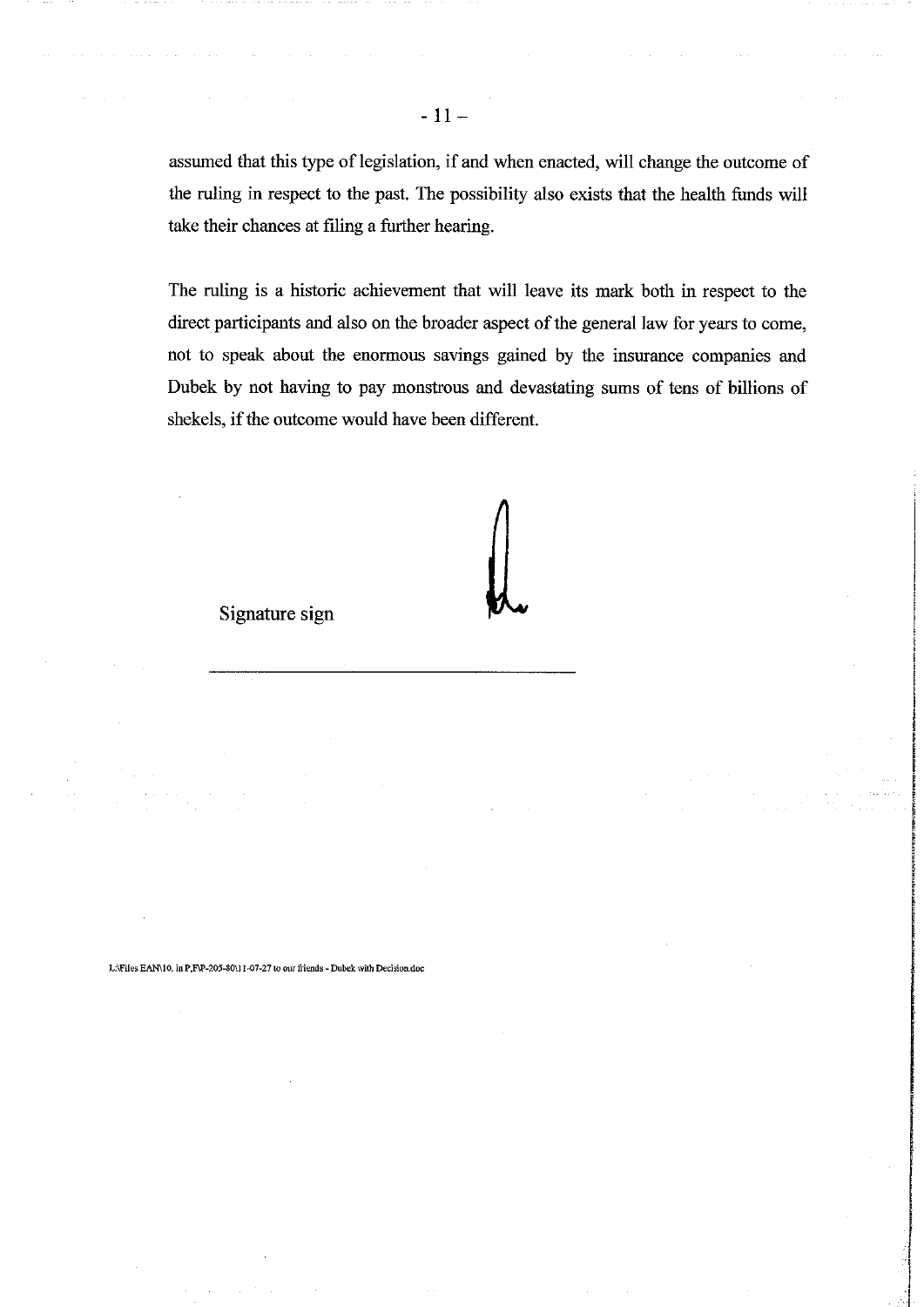assumed that this type of legislation, if and when enacted, will change the outcome of the ruling in respect to the past. The possibility also exists that the health funds will take their chances at filing a further hearing.

The ruling is a historic achievement that will leave its mark both in respect to the direct participants and also on the broader aspect of the general law for years to come, not to speak about the enormous savings gained by the insurance companies and Dubek by not having to pay monstrous and devastating sums of tens of billions of shekels, if the outcome would have been different.

Signature sign

L:\Files EAN\10. in P,F\P-205-80\11-07-27 to our friends - Dubek with Decision.doc